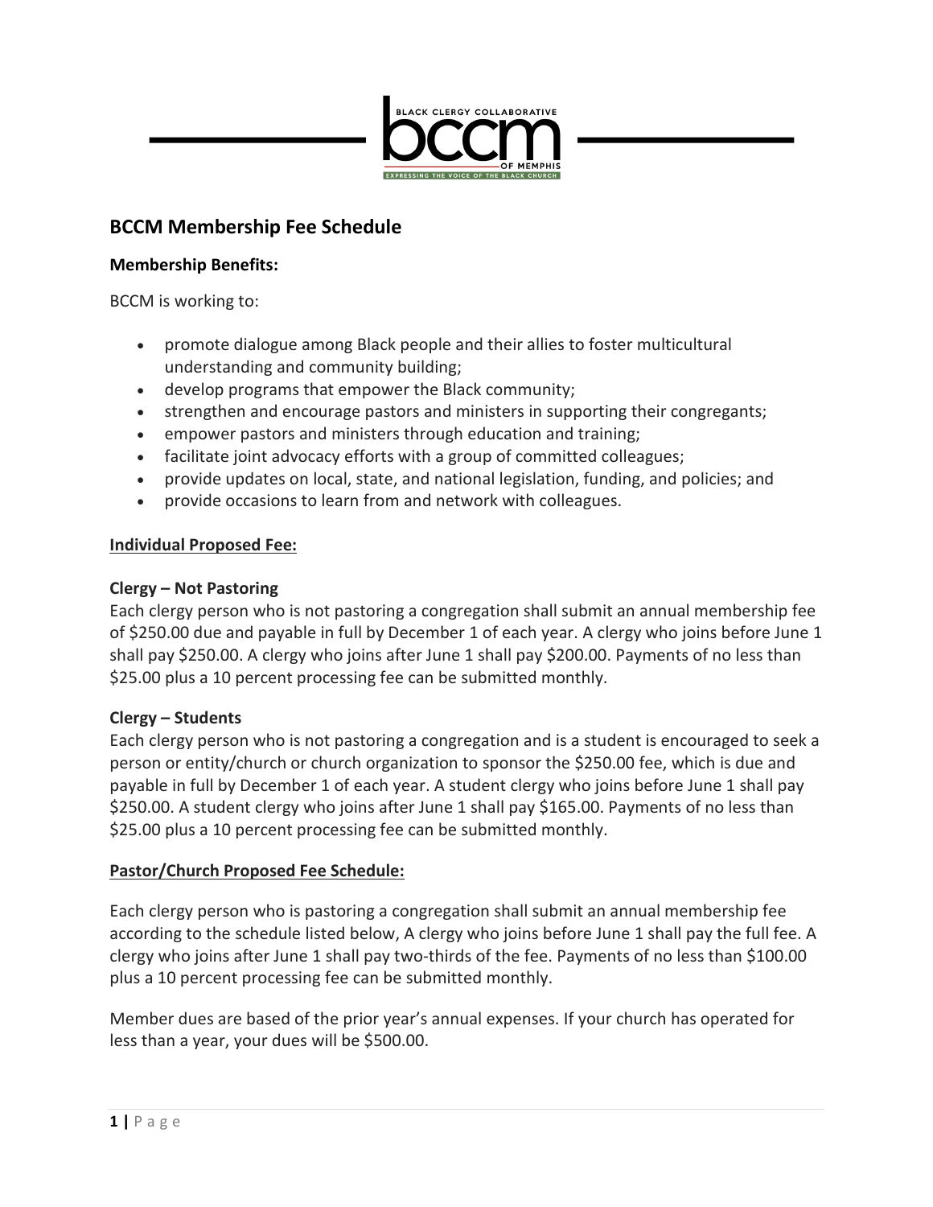BLACK CLERGY COLLABORATIVE

bccm

OF MEMPHIS

EXPRESSING THE VOICE OF THE BLACK CHURCH

## BCCM Membership Fee Schedule

**Membership Benefits:**

BCCM is working to:

- promote dialogue among Black people and their allies to foster multicultural understanding and community building;
- develop programs that empower the Black community;
- strengthen and encourage pastors and ministers in supporting their congregants;
- empower pastors and ministers through education and training;
- facilitate joint advocacy efforts with a group of committed colleagues;
- provide updates on local, state, and national legislation, funding, and policies; and
- provide occasions to learn from and network with colleagues.

**Individual Proposed Fee:**

**Clergy – Not Pastoring**

Each clergy person who is not pastoring a congregation shall submit an annual membership fee of $250.00 due and payable in full by December 1 of each year. A clergy who joins before June 1 shall pay $250.00. A clergy who joins after June 1 shall pay $200.00. Payments of no less than $25.00 plus a 10 percent processing fee can be submitted monthly.

**Clergy – Students**

Each clergy person who is not pastoring a congregation and is a student is encouraged to seek a person or entity/church or church organization to sponsor the $250.00 fee, which is due and payable in full by December 1 of each year. A student clergy who joins before June 1 shall pay $250.00. A student clergy who joins after June 1 shall pay $165.00. Payments of no less than $25.00 plus a 10 percent processing fee can be submitted monthly.

**Pastor/Church Proposed Fee Schedule:**

Each clergy person who is pastoring a congregation shall submit an annual membership fee according to the schedule listed below, A clergy who joins before June 1 shall pay the full fee. A clergy who joins after June 1 shall pay two-thirds of the fee. Payments of no less than $100.00 plus a 10 percent processing fee can be submitted monthly.

Member dues are based of the prior year's annual expenses. If your church has operated for less than a year, your dues will be $500.00.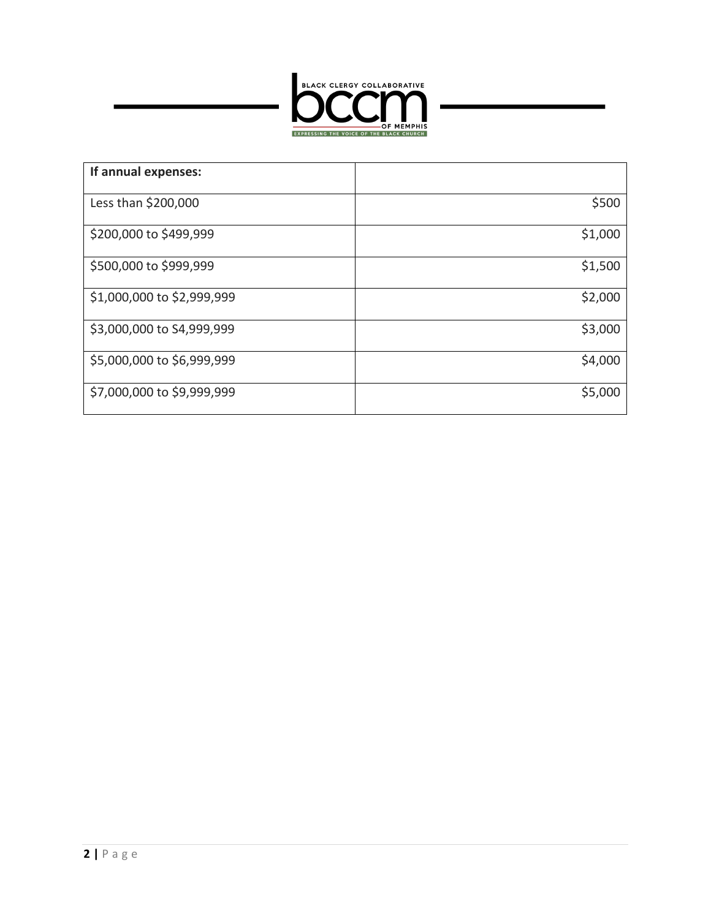| If annual expenses: | |
|---|---|
| Less than $200,000 | $500 |
| $200,000 to $499,999 | $1,000 |
| $500,000 to $999,999 | $1,500 |
| $1,000,000 to $2,999,999 | $2,000 |
| $3,000,000 to S4,999,999 | $3,000 |
| $5,000,000 to $6,999,999 | $4,000 |
| $7,000,000 to $9,999,999 | $5,000 |